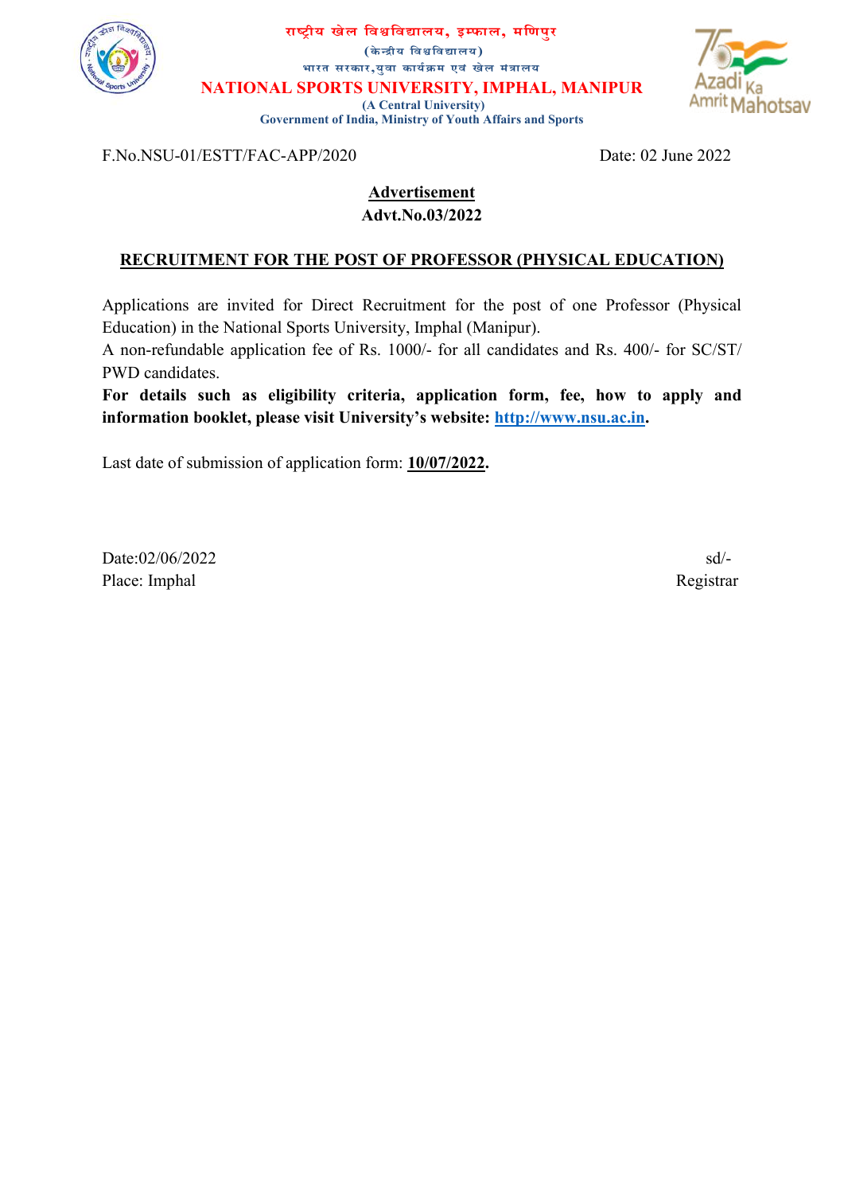राष्ट्रीय खेल विश्वविद्यालय, इम्फाल, मणिपुर
(केन्द्रीय विश्वविद्यालय)
भारत सरकार,युवा कार्यक्रम एवं खेल मंत्रालय

**NATIONAL SPORTS UNIVERSITY, IMPHAL, MANIPUR**
**(A Central University)**
**Government of India, Ministry of Youth Affairs and Sports**

F.No.NSU-01/ESTT/FAC-APP/2020 Date: 02 June 2022

## Advertisement
## Advt.No.03/2022

### RECRUITMENT FOR THE POST OF PROFESSOR (PHYSICAL EDUCATION)

Applications are invited for Direct Recruitment for the post of one Professor (Physical Education) in the National Sports University, Imphal (Manipur).

A non-refundable application fee of Rs. 1000/- for all candidates and Rs. 400/- for SC/ST/ PWD candidates.

**For details such as eligibility criteria, application form, fee, how to apply and information booklet, please visit University's website: http://www.nsu.ac.in.**

Last date of submission of application form: **10/07/2022.**

Date:02/06/2022
Place: Imphal

sd/-
Registrar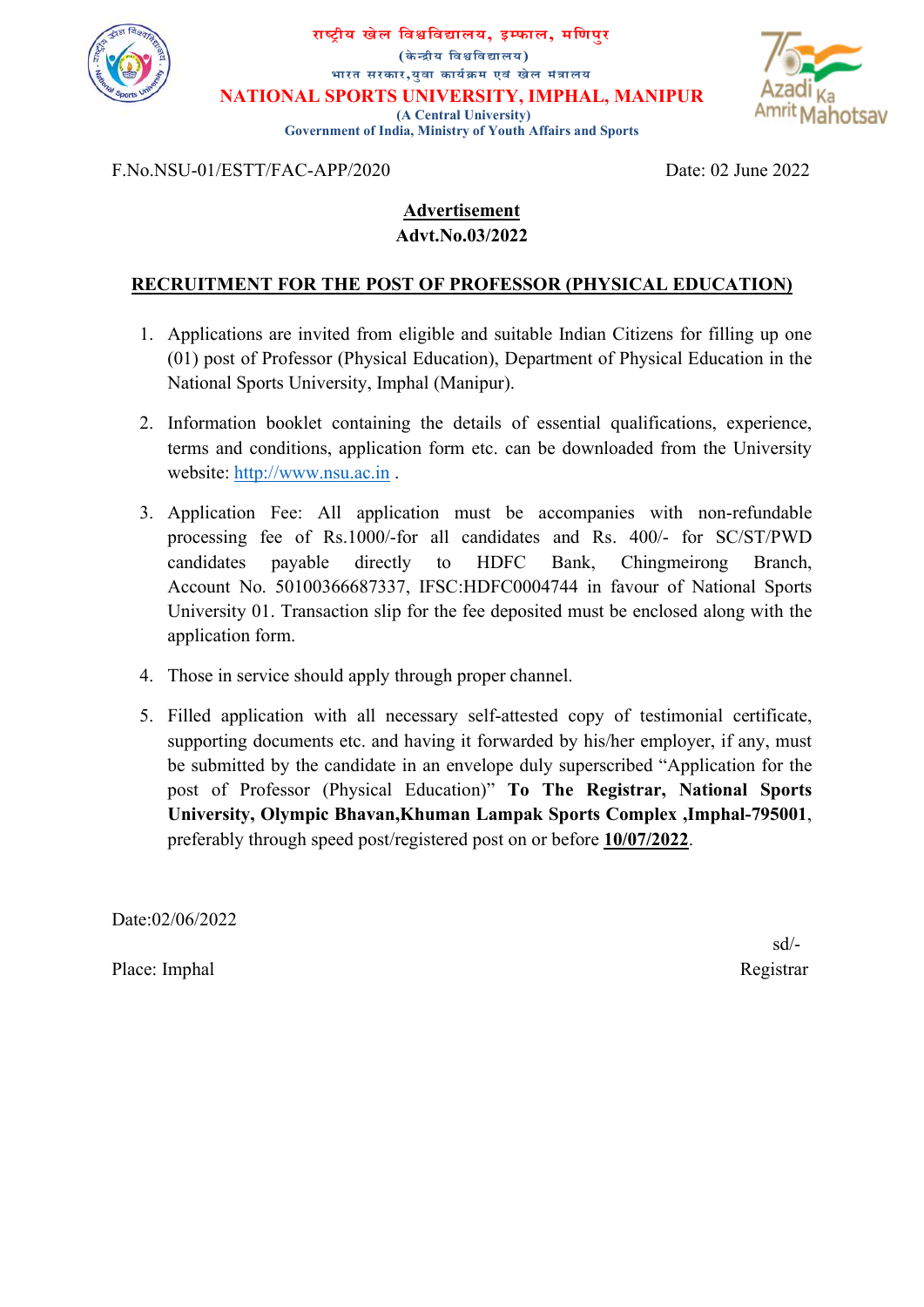राष्ट्रीय खेल विश्वविद्यालय, इम्फाल, मणिपुर

(केन्द्रीय विश्वविद्यालय)

भारत सरकार,युवा कार्यक्रम एवं खेल मंत्रालय

**NATIONAL SPORTS UNIVERSITY, IMPHAL, MANIPUR**

**(A Central University)**

**Government of India, Ministry of Youth Affairs and Sports**

F.No.NSU-01/ESTT/FAC-APP/2020 Date: 02 June 2022

**Advertisement**

**Advt.No.03/2022**

**RECRUITMENT FOR THE POST OF PROFESSOR (PHYSICAL EDUCATION)**

1. Applications are invited from eligible and suitable Indian Citizens for filling up one (01) post of Professor (Physical Education), Department of Physical Education in the National Sports University, Imphal (Manipur).

2. Information booklet containing the details of essential qualifications, experience, terms and conditions, application form etc. can be downloaded from the University website: http://www.nsu.ac.in .

3. Application Fee: All application must be accompanies with non-refundable processing fee of Rs.1000/-for all candidates and Rs. 400/- for SC/ST/PWD candidates payable directly to HDFC Bank, Chingmeirong Branch, Account No. 50100366687337, IFSC:HDFC0004744 in favour of National Sports University 01. Transaction slip for the fee deposited must be enclosed along with the application form.

4. Those in service should apply through proper channel.

5. Filled application with all necessary self-attested copy of testimonial certificate, supporting documents etc. and having it forwarded by his/her employer, if any, must be submitted by the candidate in an envelope duly superscribed "Application for the post of Professor (Physical Education)" **To The Registrar, National Sports University, Olympic Bhavan,Khuman Lampak Sports Complex ,Imphal-795001**, preferably through speed post/registered post on or before **10/07/2022**.

Date:02/06/2022

sd/-

Place: Imphal Registrar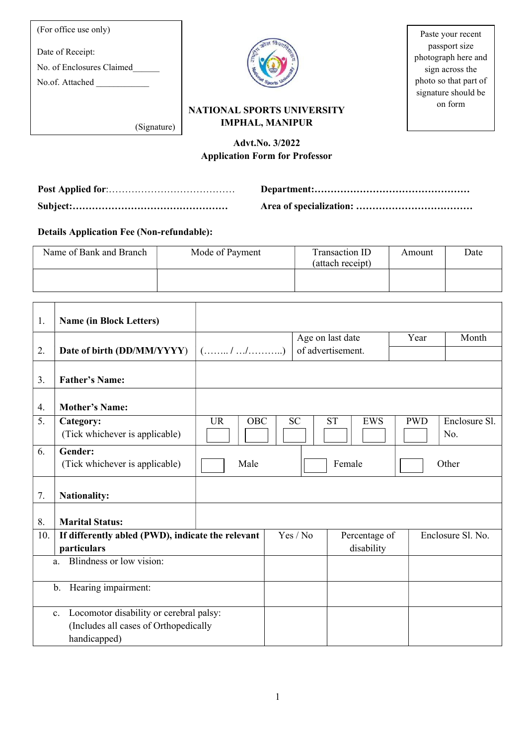| (For office use only) |
|---|
| Date of Receipt: |
| No. of Enclosures Claimed______ |
| No.of. Attached ____________ |
| (Signature) |

| Paste your recent passport size photograph here and sign across the photo so that part of signature should be on form |
|---|

**NATIONAL SPORTS UNIVERSITY**
**IMPHAL, MANIPUR**

**Advt.No. 3/2022**
**Application Form for Professor**

**Post Applied for**:………………………………… **Department:…………………………………………**

**Subject:…………………………………………** **Area of specialization: ………………………………**

**Details Application Fee (Non-refundable):**

| Name of Bank and Branch | Mode of Payment | Transaction ID (attach receipt) | Amount | Date |
|---|---|---|---|---|
| | | | | |

| | | | | | | | | |
|---|---|---|---|---|---|---|---|---|
| 1. | **Name (in Block Letters)** | | | | | | | |
| 2. | **Date of birth (DD/MM/YYYY)** | (…….. / …/………..) | Age on last date of advertisement. | | Year | | Month | |
| 3. | **Father's Name:** | | | | | | | |
| 4. | **Mother's Name:** | | | | | | | |
| 5. | **Category:** (Tick whichever is applicable) | UR ☐ | OBC ☐ | SC ☐ | ST ☐ | EWS ☐ | PWD ☐ | Enclosure Sl. No. |
| 6. | **Gender:** (Tick whichever is applicable) | ☐ Male | | ☐ Female | | ☐ Other | | |
| 7. | **Nationality:** | | | | | | | |
| 8. | **Marital Status:** | | | | | | | |

| 10. | **If differently abled (PWD), indicate the relevant particulars** | Yes / No | Percentage of disability | Enclosure Sl. No. |
|---|---|---|---|---|
| a. | Blindness or low vision: | | | |
| b. | Hearing impairment: | | | |
| c. | Locomotor disability or cerebral palsy: (Includes all cases of Orthopedically handicapped) | | | |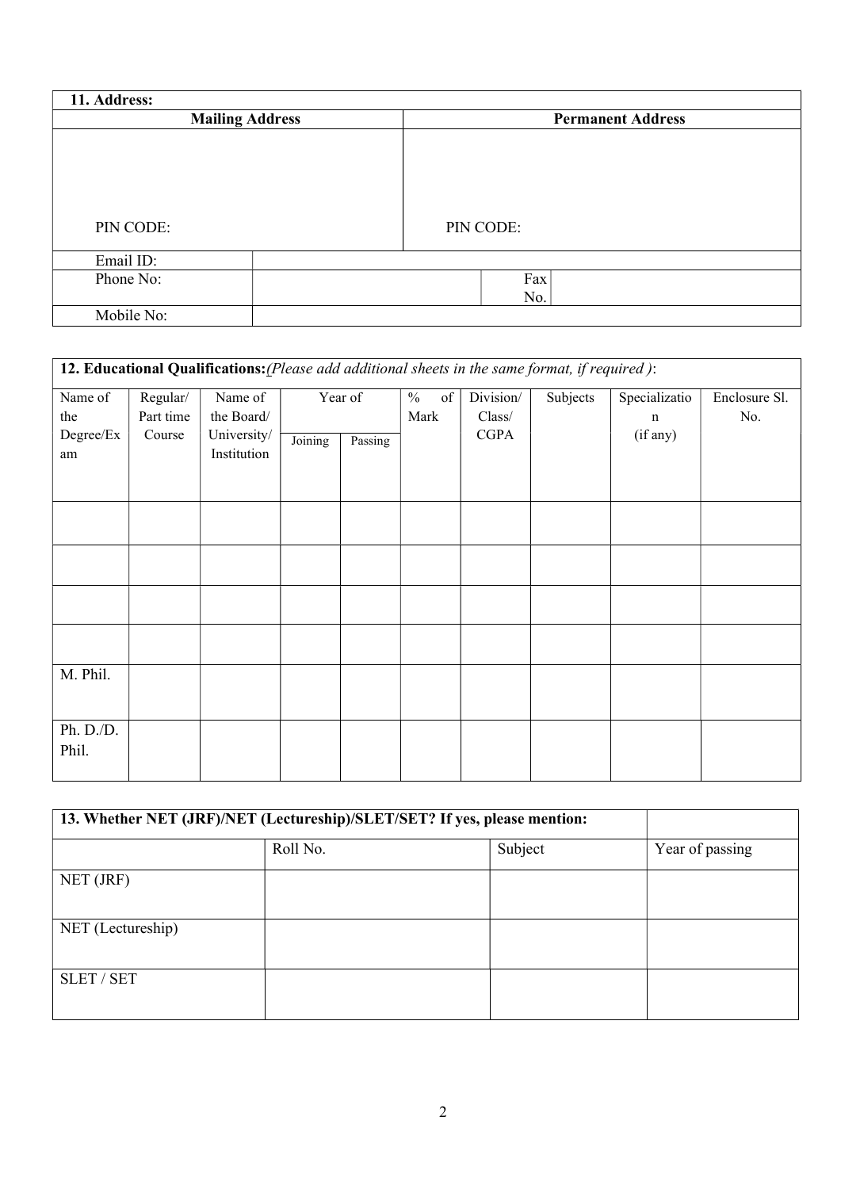**11. Address:**

| Mailing Address | Permanent Address |
|---|---|
| PIN CODE: | PIN CODE: |

| | | | |
|---|---|---|---|
| Email ID: | | | |
| Phone No: | | Fax No. | |
| Mobile No: | | | |

**12. Educational Qualifications:** *(Please add additional sheets in the same format, if required )*:

| Name of the Degree/Exam | Regular/ Part time Course | Name of the Board/ University/ Institution | Year of | | % of Mark | Division/ Class/ CGPA | Subjects | Specialization (if any) | Enclosure Sl. No. |
|---|---|---|---|---|---|---|---|---|---|
| | | | Joining | Passing | | | | | |
| | | | | | | | | | |
| | | | | | | | | | |
| | | | | | | | | | |
| | | | | | | | | | |
| M. Phil. | | | | | | | | | |
| Ph. D./D. Phil. | | | | | | | | | |

**13. Whether NET (JRF)/NET (Lectureship)/SLET/SET? If yes, please mention:**

| | Roll No. | Subject | Year of passing |
|---|---|---|---|
| NET (JRF) | | | |
| NET (Lectureship) | | | |
| SLET / SET | | | |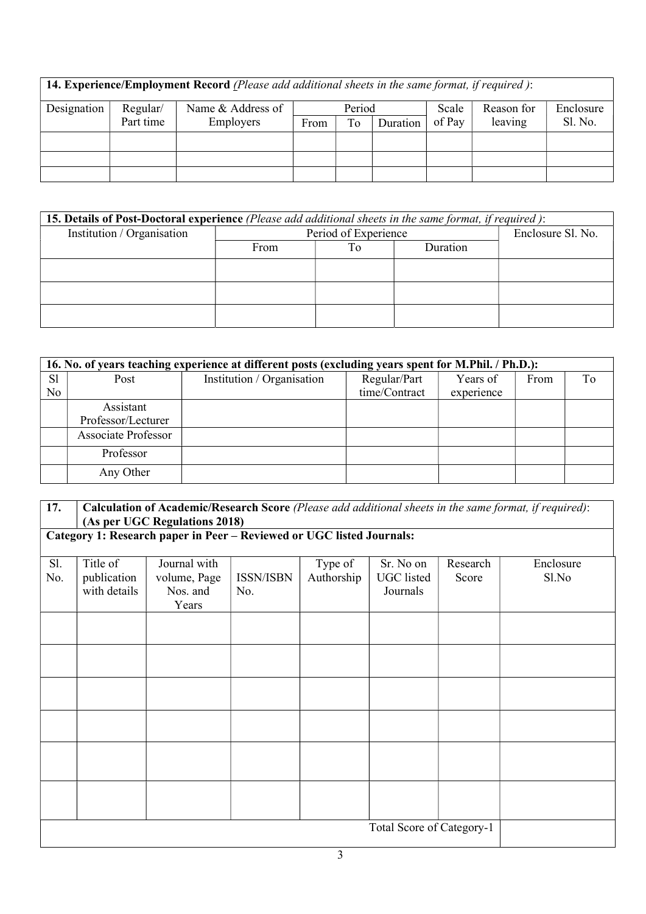| **14. Experience/Employment Record** *(Please add additional sheets in the same format, if required )*: | | | | | | | | |
|---|---|---|---|---|---|---|---|---|
| Designation | Regular/ Part time | Name & Address of Employers | Period | | | Scale of Pay | Reason for leaving | Enclosure Sl. No. |
| | | | From | To | Duration | | | |
| | | | | | | | | |
| | | | | | | | | |
| | | | | | | | | |

| **15. Details of Post-Doctoral experience** *(Please add additional sheets in the same format, if required )*: | | | | |
|---|---|---|---|---|
| Institution / Organisation | Period of Experience | | | Enclosure Sl. No. |
| | From | To | Duration | |
| | | | | |
| | | | | |
| | | | | |

| **16. No. of years teaching experience at different posts (excluding years spent for M.Phil. / Ph.D.):** | | | | | | |
|---|---|---|---|---|---|---|
| Sl No | Post | Institution / Organisation | Regular/Part time/Contract | Years of experience | From | To |
| | Assistant Professor/Lecturer | | | | | |
| | Associate Professor | | | | | |
| | Professor | | | | | |
| | Any Other | | | | | |

| **17.** | **Calculation of Academic/Research Score** *(Please add additional sheets in the same format, if required)*: **(As per UGC Regulations 2018)** | | | | | | |
|---|---|---|---|---|---|---|---|
| **Category 1: Research paper in Peer – Reviewed or UGC listed Journals:** | | | | | | | |
| Sl. No. | Title of publication with details | Journal with volume, Page Nos. and Years | ISSN/ISBN No. | Type of Authorship | Sr. No on UGC listed Journals | Research Score | Enclosure Sl.No |
| | | | | | | | |
| | | | | | | | |
| | | | | | | | |
| | | | | | | | |
| | | | | | | | |
| | | | | | | | |
| | | | | | Total Score of Category-1 | | |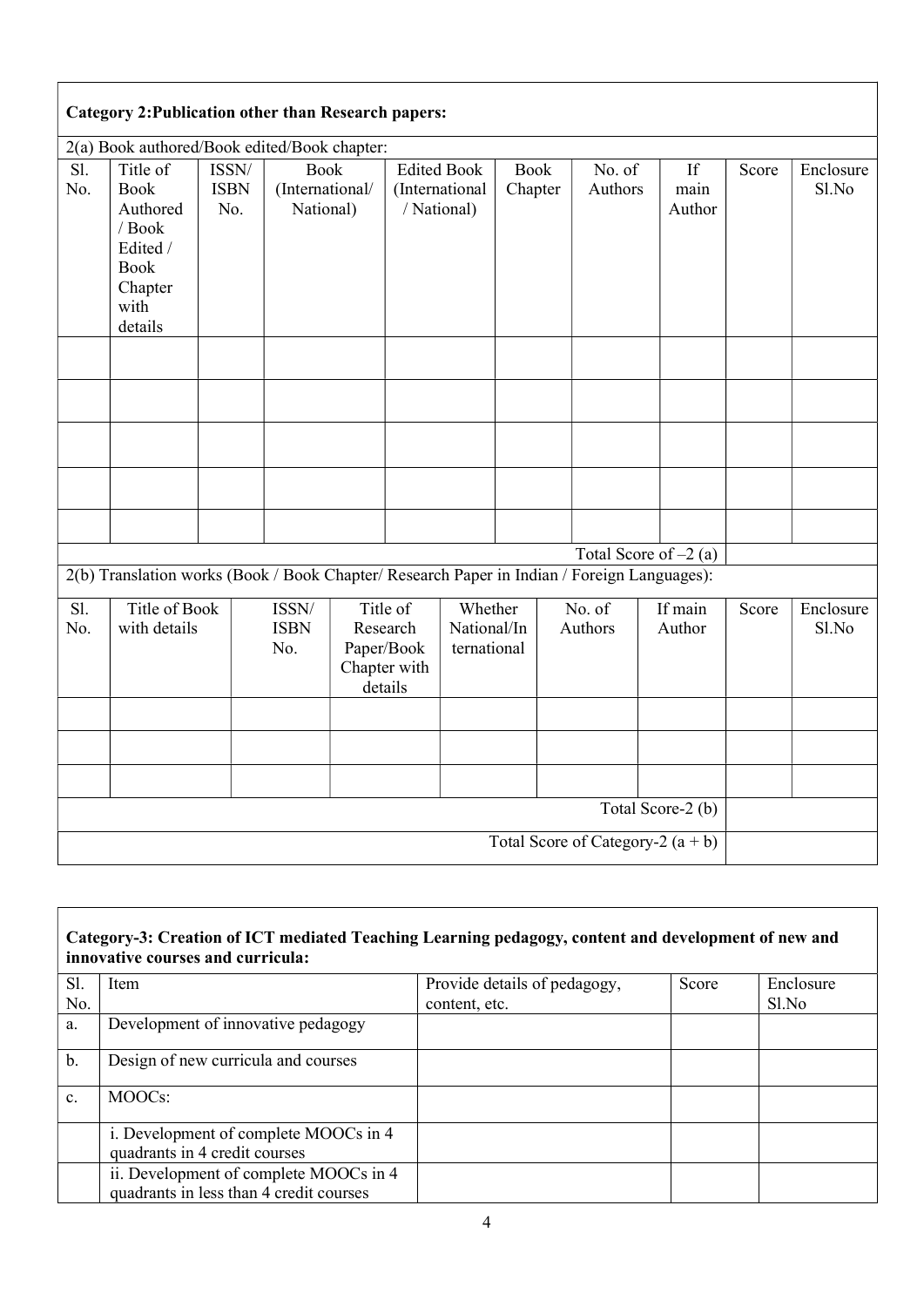**Category 2:Publication other than Research papers:**

2(a) Book authored/Book edited/Book chapter:

| Sl. No. | Title of Book Authored / Book Edited / Book Chapter with details | ISSN/ ISBN No. | Book (International/ National) | Edited Book (International / National) | Book Chapter | No. of Authors | If main Author | Score | Enclosure Sl.No |
|---|---|---|---|---|---|---|---|---|---|
| | | | | | | | | | |
| | | | | | | | | | |
| | | | | | | | | | |
| | | | | | | | | | |
| | | | | | | | | | |
| | | | | | | | Total Score of –2 (a) | | |

2(b) Translation works (Book / Book Chapter/ Research Paper in Indian / Foreign Languages):

| Sl. No. | Title of Book with details | ISSN/ ISBN No. | Title of Research Paper/Book Chapter with details | Whether National/International | No. of Authors | If main Author | Score | Enclosure Sl.No |
|---|---|---|---|---|---|---|---|---|
| | | | | | | | | |
| | | | | | | | | |
| | | | | | | | | |
| | | | | | | Total Score-2 (b) | | |
| | | | | | | Total Score of Category-2 (a + b) | | |

**Category-3: Creation of ICT mediated Teaching Learning pedagogy, content and development of new and innovative courses and curricula:**

| Sl. No. | Item | Provide details of pedagogy, content, etc. | Score | Enclosure Sl.No |
|---|---|---|---|---|
| a. | Development of innovative pedagogy | | | |
| b. | Design of new curricula and courses | | | |
| c. | MOOCs: | | | |
| | i. Development of complete MOOCs in 4 quadrants in 4 credit courses | | | |
| | ii. Development of complete MOOCs in 4 quadrants in less than 4 credit courses | | | |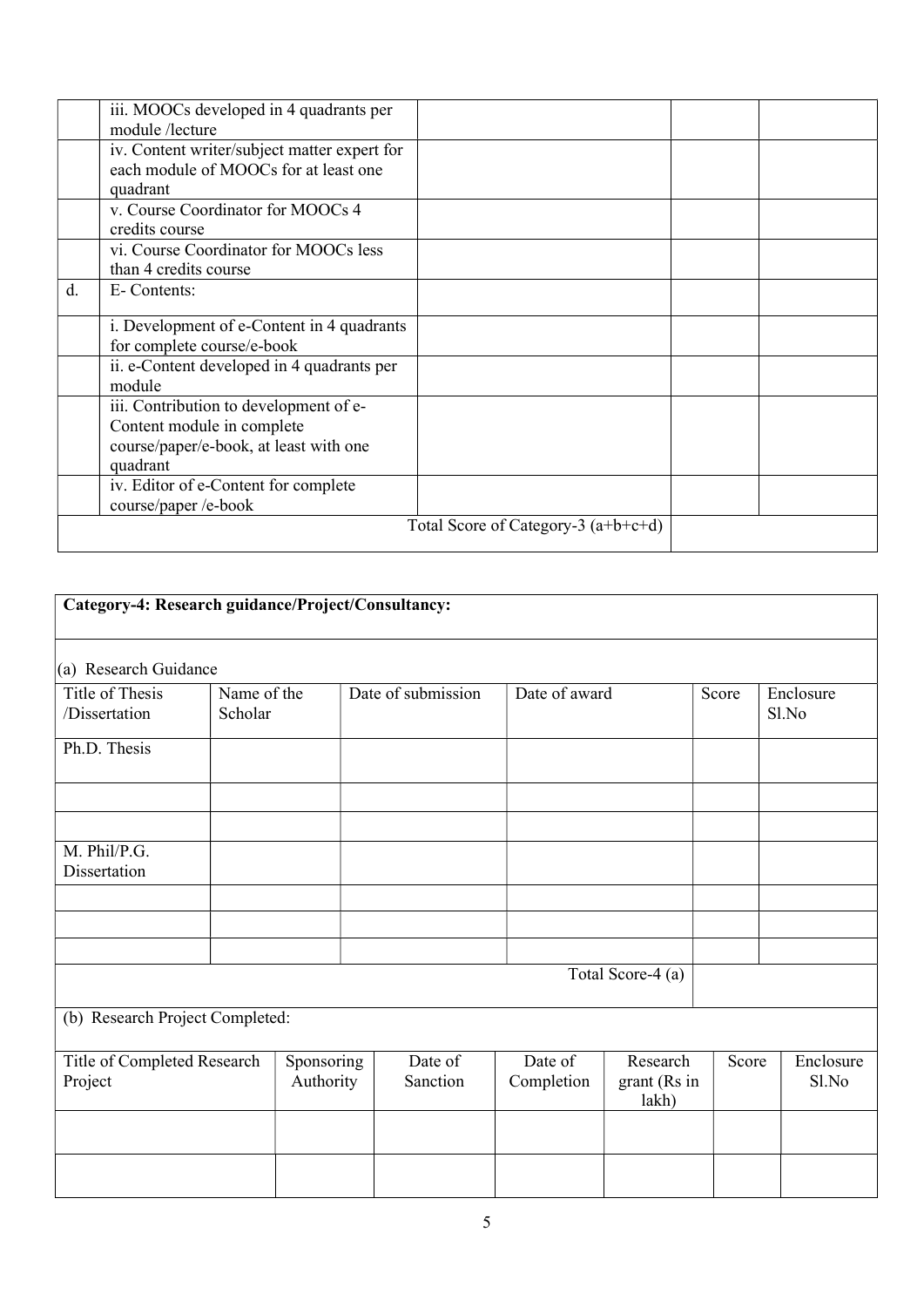| | | | | |
|---|---|---|---|---|
| | iii. MOOCs developed in 4 quadrants per module /lecture | | | |
| | iv. Content writer/subject matter expert for each module of MOOCs for at least one quadrant | | | |
| | v. Course Coordinator for MOOCs 4 credits course | | | |
| | vi. Course Coordinator for MOOCs less than 4 credits course | | | |
| d. | E- Contents: | | | |
| | i. Development of e-Content in 4 quadrants for complete course/e-book | | | |
| | ii. e-Content developed in 4 quadrants per module | | | |
| | iii. Contribution to development of e-Content module in complete course/paper/e-book, at least with one quadrant | | | |
| | iv. Editor of e-Content for complete course/paper /e-book | | | |
| | | | Total Score of Category-3 (a+b+c+d) | |

**Category-4: Research guidance/Project/Consultancy:**

(a) Research Guidance

| Title of Thesis /Dissertation | Name of the Scholar | Date of submission | Date of award | Score | Enclosure Sl.No |
|---|---|---|---|---|---|
| Ph.D. Thesis | | | | | |
| | | | | | |
| | | | | | |
| M. Phil/P.G. Dissertation | | | | | |
| | | | | | |
| | | | | | |
| | | | | | |
| | | | Total Score-4 (a) | | |

(b) Research Project Completed:

| Title of Completed Research Project | Sponsoring Authority | Date of Sanction | Date of Completion | Research grant (Rs in lakh) | Score | Enclosure Sl.No |
|---|---|---|---|---|---|---|
| | | | | | | |
| | | | | | | |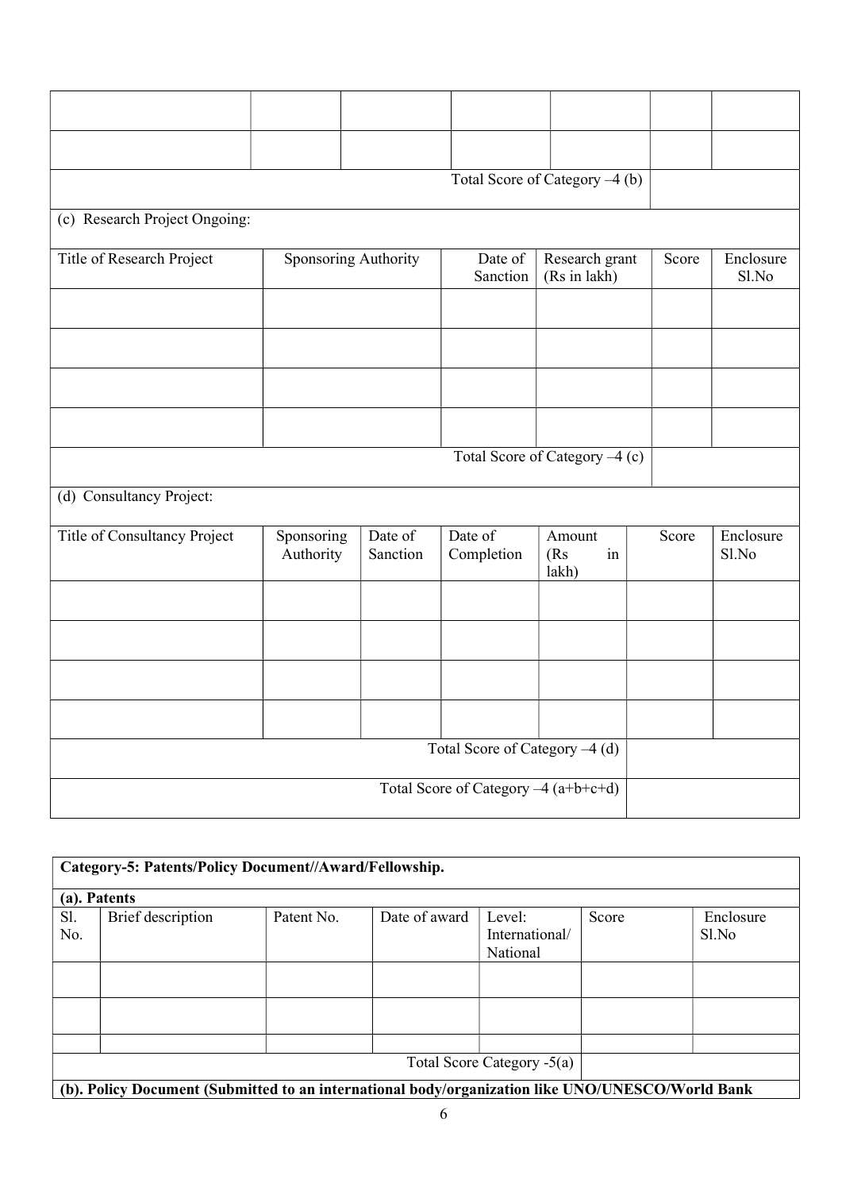| | | | | | | |
|---|---|---|---|---|---|---|
| | | | | | | |
| | | | | | | |
| Total Score of Category –4 (b) | | | | | | |

(c) Research Project Ongoing:

| Title of Research Project | Sponsoring Authority | Date of Sanction | Research grant (Rs in lakh) | Score | Enclosure Sl.No |
|---|---|---|---|---|---|
| | | | | | |
| | | | | | |
| | | | | | |
| | | | | | |
| Total Score of Category –4 (c) | | | | | |

(d) Consultancy Project:

| Title of Consultancy Project | Sponsoring Authority | Date of Sanction | Date of Completion | Amount (Rs in lakh) | Score | Enclosure Sl.No |
|---|---|---|---|---|---|---|
| | | | | | | |
| | | | | | | |
| | | | | | | |
| | | | | | | |
| Total Score of Category –4 (d) | | | | | | |
| Total Score of Category –4 (a+b+c+d) | | | | | | |

**Category-5: Patents/Policy Document//Award/Fellowship.**

**(a). Patents**

| Sl. No. | Brief description | Patent No. | Date of award | Level: International/ National | Score | Enclosure Sl.No |
|---|---|---|---|---|---|---|
| | | | | | | |
| | | | | | | |
| | | | | | | |
| Total Score Category -5(a) | | | | | | |

**(b). Policy Document (Submitted to an international body/organization like UNO/UNESCO/World Bank**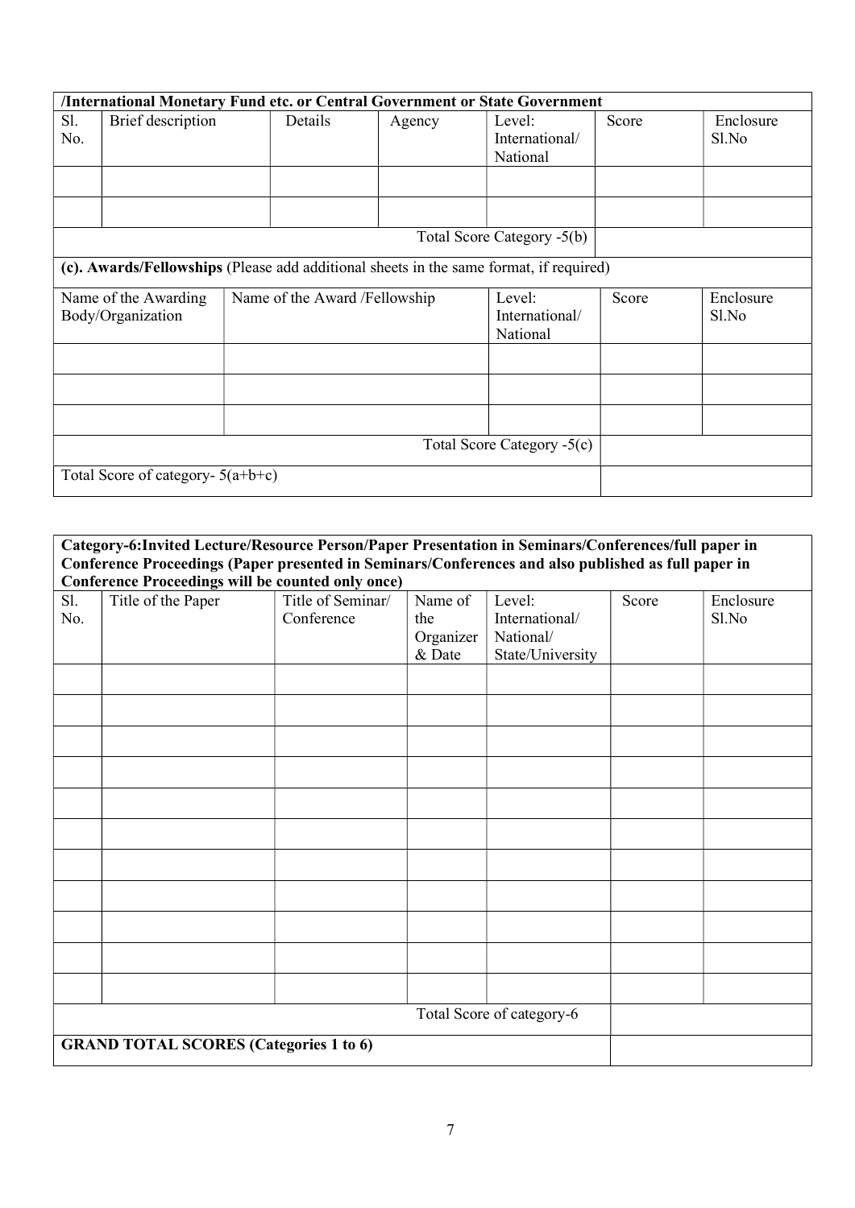| /International Monetary Fund etc. or Central Government or State Government | | | | | | |
|---|---|---|---|---|---|---|
| Sl. No. | Brief description | Details | Agency | Level: International/ National | Score | Enclosure Sl.No |
| | | | | | | |
| | | | | | | |
| | | | | Total Score Category -5(b) | | |

**(c). Awards/Fellowships** (Please add additional sheets in the same format, if required)

| Name of the Awarding Body/Organization | Name of the Award /Fellowship | Level: International/ National | Score | Enclosure Sl.No |
|---|---|---|---|---|
| | | | | |
| | | | | |
| | | | | |
| | | Total Score Category -5(c) | | |
| Total Score of category- 5(a+b+c) | | | | |

**Category-6:Invited Lecture/Resource Person/Paper Presentation in Seminars/Conferences/full paper in Conference Proceedings (Paper presented in Seminars/Conferences and also published as full paper in Conference Proceedings will be counted only once)**

| Sl. No. | Title of the Paper | Title of Seminar/ Conference | Name of the Organizer & Date | Level: International/ National/ State/University | Score | Enclosure Sl.No |
|---|---|---|---|---|---|---|
| | | | | | | |
| | | | | | | |
| | | | | | | |
| | | | | | | |
| | | | | | | |
| | | | | | | |
| | | | | | | |
| | | | | | | |
| | | | | | | |
| | | | | | | |
| | | | | | | |
| | | | | Total Score of category-6 | | |
| **GRAND TOTAL SCORES (Categories 1 to 6)** | | | | | | |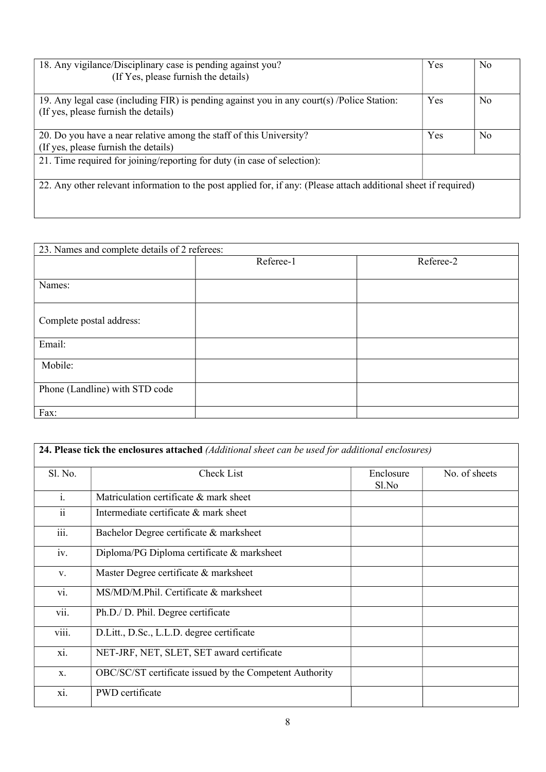| 18. Any vigilance/Disciplinary case is pending against you? (If Yes, please furnish the details) | Yes | No |
|---|---|---|
| 19. Any legal case (including FIR) is pending against you in any court(s) /Police Station: (If yes, please furnish the details) | Yes | No |
| 20. Do you have a near relative among the staff of this University? (If yes, please furnish the details) | Yes | No |
| 21. Time required for joining/reporting for duty (in case of selection): | | |
| 22. Any other relevant information to the post applied for, if any: (Please attach additional sheet if required) | | |

| 23. Names and complete details of 2 referees: | | |
|---|---|---|
| | Referee-1 | Referee-2 |
| Names: | | |
| Complete postal address: | | |
| Email: | | |
| Mobile: | | |
| Phone (Landline) with STD code | | |
| Fax: | | |

**24. Please tick the enclosures attached** *(Additional sheet can be used for additional enclosures)*

| Sl. No. | Check List | Enclosure Sl.No | No. of sheets |
|---|---|---|---|
| i. | Matriculation certificate & mark sheet | | |
| ii | Intermediate certificate & mark sheet | | |
| iii. | Bachelor Degree certificate & marksheet | | |
| iv. | Diploma/PG Diploma certificate & marksheet | | |
| v. | Master Degree certificate & marksheet | | |
| vi. | MS/MD/M.Phil. Certificate & marksheet | | |
| vii. | Ph.D./ D. Phil. Degree certificate | | |
| viii. | D.Litt., D.Sc., L.L.D. degree certificate | | |
| xi. | NET-JRF, NET, SLET, SET award certificate | | |
| x. | OBC/SC/ST certificate issued by the Competent Authority | | |
| xi. | PWD certificate | | |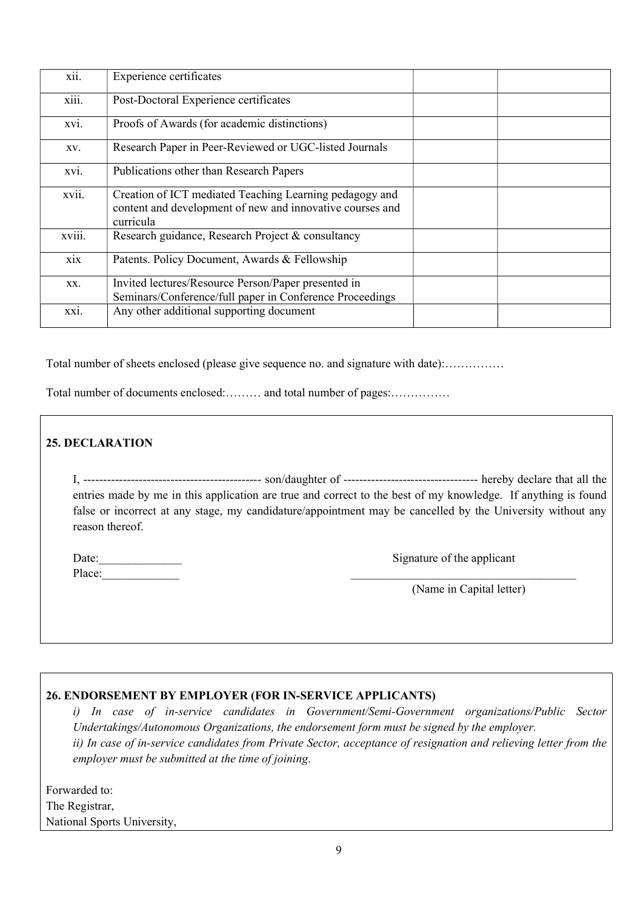| xii. | Experience certificates | | |
|---|---|---|---|
| xiii. | Post-Doctoral Experience certificates | | |
| xvi. | Proofs of Awards (for academic distinctions) | | |
| xv. | Research Paper in Peer-Reviewed or UGC-listed Journals | | |
| xvi. | Publications other than Research Papers | | |
| xvii. | Creation of ICT mediated Teaching Learning pedagogy and content and development of new and innovative courses and curricula | | |
| xviii. | Research guidance, Research Project & consultancy | | |
| xix | Patents. Policy Document, Awards & Fellowship | | |
| xx. | Invited lectures/Resource Person/Paper presented in Seminars/Conference/full paper in Conference Proceedings | | |
| xxi. | Any other additional supporting document | | |

Total number of sheets enclosed (please give sequence no. and signature with date):……………

Total number of documents enclosed:……… and total number of pages:……………

**25. DECLARATION**

I, -------------------------------------------- son/daughter of --------------------------------- hereby declare that all the entries made by me in this application are true and correct to the best of my knowledge. If anything is found false or incorrect at any stage, my candidature/appointment may be cancelled by the University without any reason thereof.

Date:______________

Place:_____________

Signature of the applicant

_______________________________________

(Name in Capital letter)

**26. ENDORSEMENT BY EMPLOYER (FOR IN-SERVICE APPLICANTS)**

*i) In case of in-service candidates in Government/Semi-Government organizations/Public Sector Undertakings/Autonomous Organizations, the endorsement form must be signed by the employer.*

*ii) In case of in-service candidates from Private Sector, acceptance of resignation and relieving letter from the employer must be submitted at the time of joining.*

Forwarded to:
The Registrar,
National Sports University,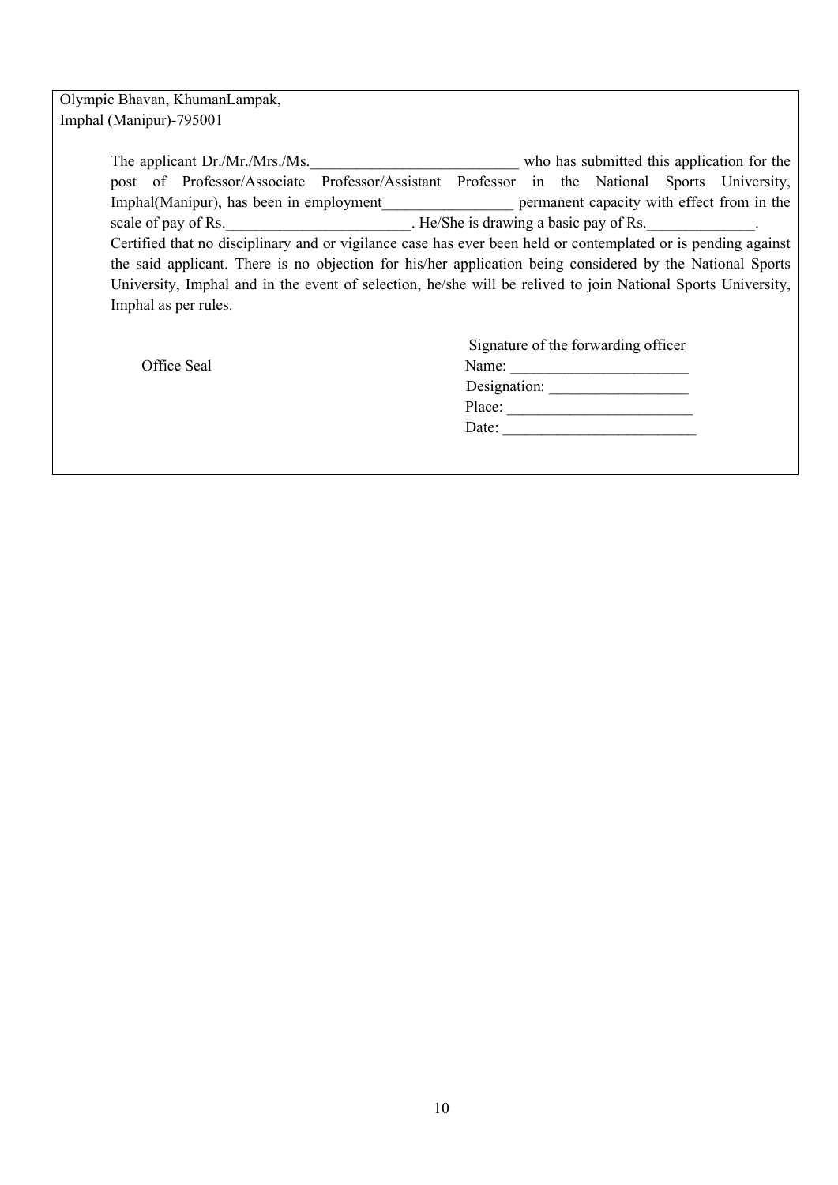Olympic Bhavan, KhumanLampak,
Imphal (Manipur)-795001

The applicant Dr./Mr./Mrs./Ms.___________________________ who has submitted this application for the post of Professor/Associate Professor/Assistant Professor in the National Sports University, Imphal(Manipur), has been in employment_________________ permanent capacity with effect from in the scale of pay of Rs.________________________. He/She is drawing a basic pay of Rs.______________.
Certified that no disciplinary and or vigilance case has ever been held or contemplated or is pending against the said applicant. There is no objection for his/her application being considered by the National Sports University, Imphal and in the event of selection, he/she will be relived to join National Sports University, Imphal as per rules.

Office Seal

Signature of the forwarding officer
Name: _______________________
Designation: __________________
Place: ________________________
Date: _________________________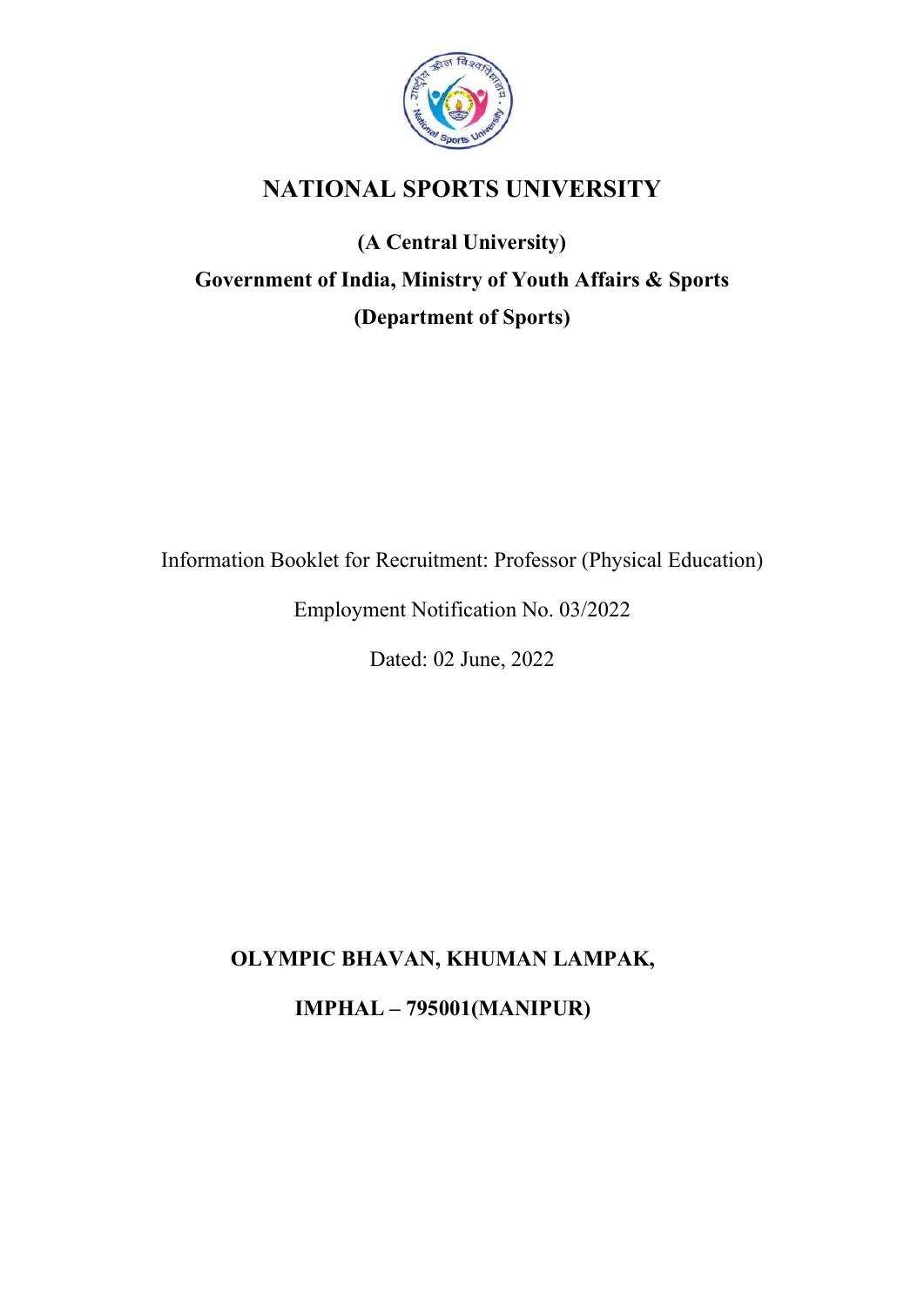# NATIONAL SPORTS UNIVERSITY

**(A Central University)**

**Government of India, Ministry of Youth Affairs & Sports**

**(Department of Sports)**

Information Booklet for Recruitment: Professor (Physical Education)

Employment Notification No. 03/2022

Dated: 02 June, 2022

**OLYMPIC BHAVAN, KHUMAN LAMPAK,**

**IMPHAL – 795001(MANIPUR)**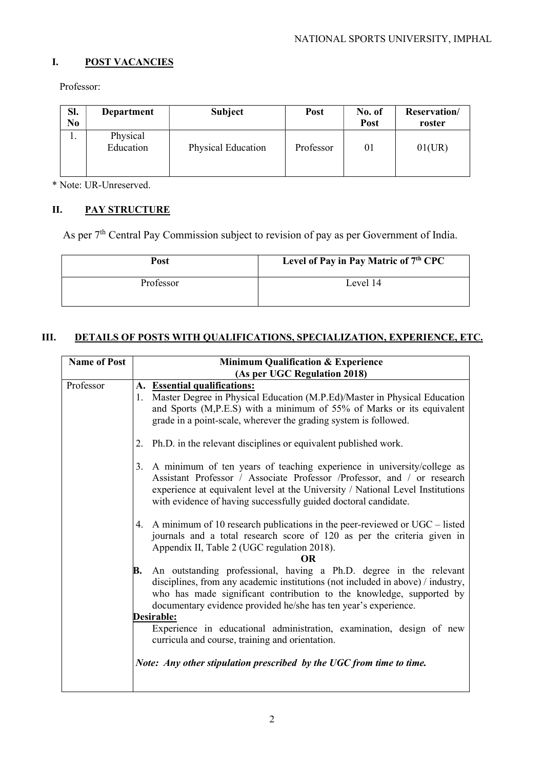## I. POST VACANCIES

Professor:

| Sl. No | Department | Subject | Post | No. of Post | Reservation/ roster |
|---|---|---|---|---|---|
| 1. | Physical Education | Physical Education | Professor | 01 | 01(UR) |

* Note: UR-Unreserved.

## II. PAY STRUCTURE

As per 7th Central Pay Commission subject to revision of pay as per Government of India.

| Post | Level of Pay in Pay Matric of 7th CPC |
|---|---|
| Professor | Level 14 |

## III. DETAILS OF POSTS WITH QUALIFICATIONS, SPECIALIZATION, EXPERIENCE, ETC.

| Name of Post | Minimum Qualification & Experience (As per UGC Regulation 2018) |
|---|---|
| Professor | **A. Essential qualifications:**<br>1. Master Degree in Physical Education (M.P.Ed)/Master in Physical Education and Sports (M,P.E.S) with a minimum of 55% of Marks or its equivalent grade in a point-scale, wherever the grading system is followed.<br>2. Ph.D. in the relevant disciplines or equivalent published work.<br>3. A minimum of ten years of teaching experience in university/college as Assistant Professor / Associate Professor /Professor, and / or research experience at equivalent level at the University / National Level Institutions with evidence of having successfully guided doctoral candidate.<br>4. A minimum of 10 research publications in the peer-reviewed or UGC – listed journals and a total research score of 120 as per the criteria given in Appendix II, Table 2 (UGC regulation 2018).<br>**OR**<br>**B.** An outstanding professional, having a Ph.D. degree in the relevant disciplines, from any academic institutions (not included in above) / industry, who has made significant contribution to the knowledge, supported by documentary evidence provided he/she has ten year's experience.<br>**Desirable:**<br>Experience in educational administration, examination, design of new curricula and course, training and orientation.<br>***Note: Any other stipulation prescribed by the UGC from time to time.*** |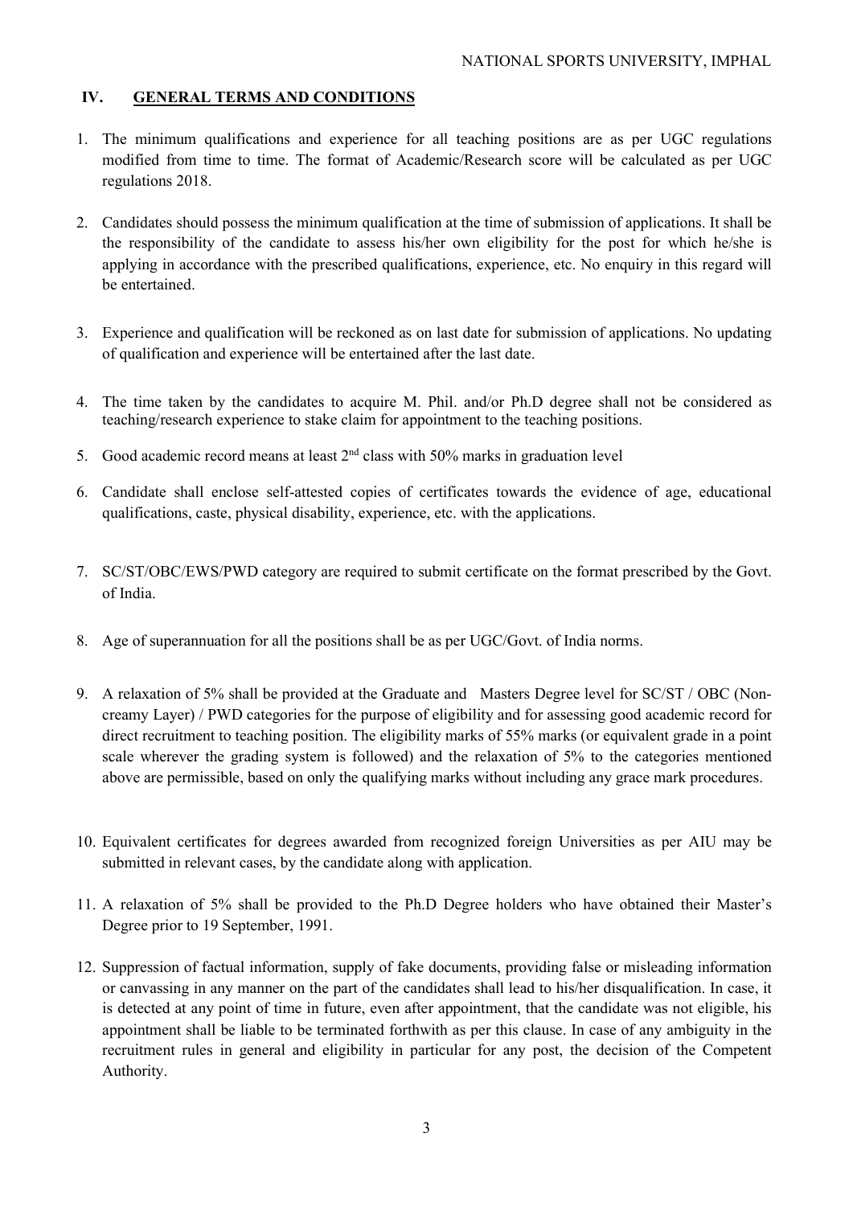## IV. GENERAL TERMS AND CONDITIONS

1. The minimum qualifications and experience for all teaching positions are as per UGC regulations modified from time to time. The format of Academic/Research score will be calculated as per UGC regulations 2018.

2. Candidates should possess the minimum qualification at the time of submission of applications. It shall be the responsibility of the candidate to assess his/her own eligibility for the post for which he/she is applying in accordance with the prescribed qualifications, experience, etc. No enquiry in this regard will be entertained.

3. Experience and qualification will be reckoned as on last date for submission of applications. No updating of qualification and experience will be entertained after the last date.

4. The time taken by the candidates to acquire M. Phil. and/or Ph.D degree shall not be considered as teaching/research experience to stake claim for appointment to the teaching positions.

5. Good academic record means at least 2nd class with 50% marks in graduation level

6. Candidate shall enclose self-attested copies of certificates towards the evidence of age, educational qualifications, caste, physical disability, experience, etc. with the applications.

7. SC/ST/OBC/EWS/PWD category are required to submit certificate on the format prescribed by the Govt. of India.

8. Age of superannuation for all the positions shall be as per UGC/Govt. of India norms.

9. A relaxation of 5% shall be provided at the Graduate and Masters Degree level for SC/ST / OBC (Non-creamy Layer) / PWD categories for the purpose of eligibility and for assessing good academic record for direct recruitment to teaching position. The eligibility marks of 55% marks (or equivalent grade in a point scale wherever the grading system is followed) and the relaxation of 5% to the categories mentioned above are permissible, based on only the qualifying marks without including any grace mark procedures.

10. Equivalent certificates for degrees awarded from recognized foreign Universities as per AIU may be submitted in relevant cases, by the candidate along with application.

11. A relaxation of 5% shall be provided to the Ph.D Degree holders who have obtained their Master's Degree prior to 19 September, 1991.

12. Suppression of factual information, supply of fake documents, providing false or misleading information or canvassing in any manner on the part of the candidates shall lead to his/her disqualification. In case, it is detected at any point of time in future, even after appointment, that the candidate was not eligible, his appointment shall be liable to be terminated forthwith as per this clause. In case of any ambiguity in the recruitment rules in general and eligibility in particular for any post, the decision of the Competent Authority.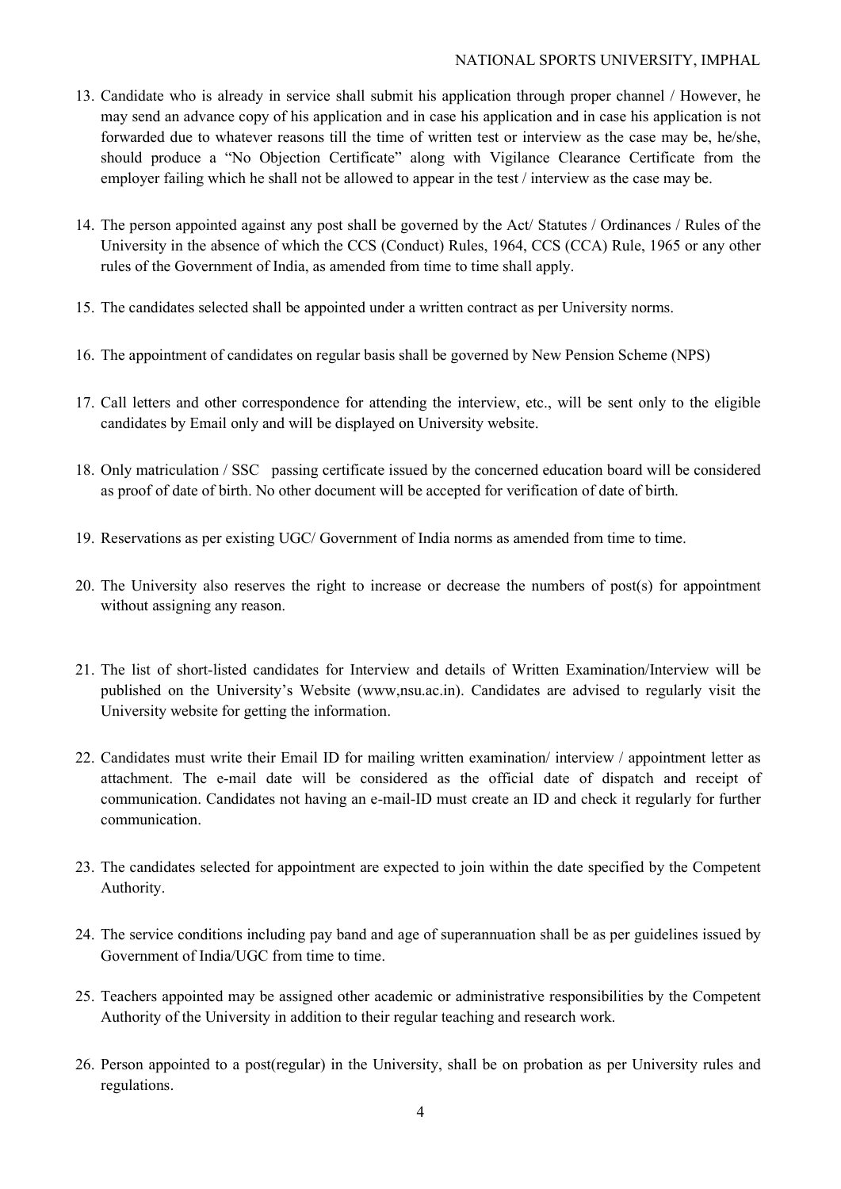13. Candidate who is already in service shall submit his application through proper channel / However, he may send an advance copy of his application and in case his application and in case his application is not forwarded due to whatever reasons till the time of written test or interview as the case may be, he/she, should produce a "No Objection Certificate" along with Vigilance Clearance Certificate from the employer failing which he shall not be allowed to appear in the test / interview as the case may be.

14. The person appointed against any post shall be governed by the Act/ Statutes / Ordinances / Rules of the University in the absence of which the CCS (Conduct) Rules, 1964, CCS (CCA) Rule, 1965 or any other rules of the Government of India, as amended from time to time shall apply.

15. The candidates selected shall be appointed under a written contract as per University norms.

16. The appointment of candidates on regular basis shall be governed by New Pension Scheme (NPS)

17. Call letters and other correspondence for attending the interview, etc., will be sent only to the eligible candidates by Email only and will be displayed on University website.

18. Only matriculation / SSC passing certificate issued by the concerned education board will be considered as proof of date of birth. No other document will be accepted for verification of date of birth.

19. Reservations as per existing UGC/ Government of India norms as amended from time to time.

20. The University also reserves the right to increase or decrease the numbers of post(s) for appointment without assigning any reason.

21. The list of short-listed candidates for Interview and details of Written Examination/Interview will be published on the University's Website (www,nsu.ac.in). Candidates are advised to regularly visit the University website for getting the information.

22. Candidates must write their Email ID for mailing written examination/ interview / appointment letter as attachment. The e-mail date will be considered as the official date of dispatch and receipt of communication. Candidates not having an e-mail-ID must create an ID and check it regularly for further communication.

23. The candidates selected for appointment are expected to join within the date specified by the Competent Authority.

24. The service conditions including pay band and age of superannuation shall be as per guidelines issued by Government of India/UGC from time to time.

25. Teachers appointed may be assigned other academic or administrative responsibilities by the Competent Authority of the University in addition to their regular teaching and research work.

26. Person appointed to a post(regular) in the University, shall be on probation as per University rules and regulations.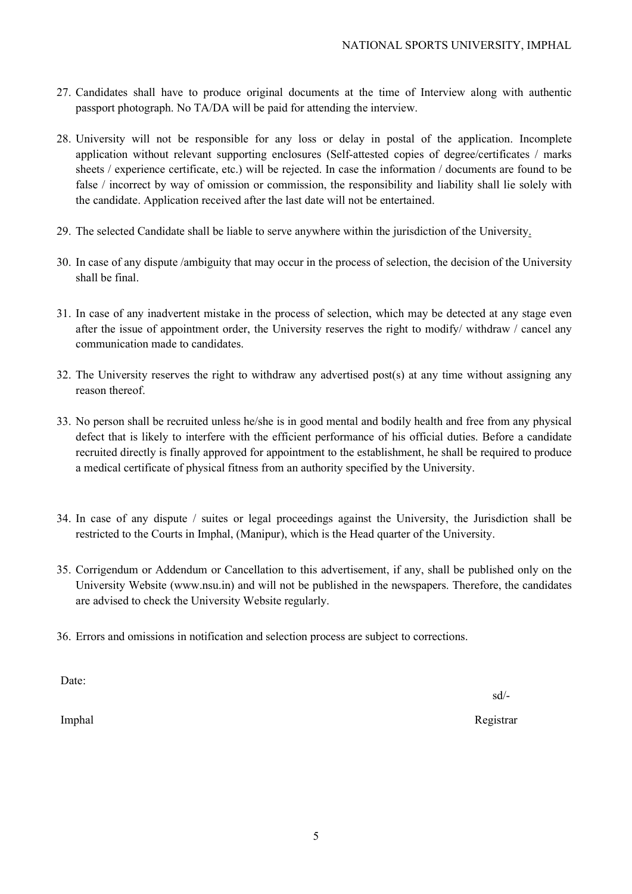27. Candidates shall have to produce original documents at the time of Interview along with authentic passport photograph. No TA/DA will be paid for attending the interview.

28. University will not be responsible for any loss or delay in postal of the application. Incomplete application without relevant supporting enclosures (Self-attested copies of degree/certificates / marks sheets / experience certificate, etc.) will be rejected. In case the information / documents are found to be false / incorrect by way of omission or commission, the responsibility and liability shall lie solely with the candidate. Application received after the last date will not be entertained.

29. The selected Candidate shall be liable to serve anywhere within the jurisdiction of the University.

30. In case of any dispute /ambiguity that may occur in the process of selection, the decision of the University shall be final.

31. In case of any inadvertent mistake in the process of selection, which may be detected at any stage even after the issue of appointment order, the University reserves the right to modify/ withdraw / cancel any communication made to candidates.

32. The University reserves the right to withdraw any advertised post(s) at any time without assigning any reason thereof.

33. No person shall be recruited unless he/she is in good mental and bodily health and free from any physical defect that is likely to interfere with the efficient performance of his official duties. Before a candidate recruited directly is finally approved for appointment to the establishment, he shall be required to produce a medical certificate of physical fitness from an authority specified by the University.

34. In case of any dispute / suites or legal proceedings against the University, the Jurisdiction shall be restricted to the Courts in Imphal, (Manipur), which is the Head quarter of the University.

35. Corrigendum or Addendum or Cancellation to this advertisement, if any, shall be published only on the University Website (www.nsu.in) and will not be published in the newspapers. Therefore, the candidates are advised to check the University Website regularly.

36. Errors and omissions in notification and selection process are subject to corrections.

Date:

sd/-

Imphal

Registrar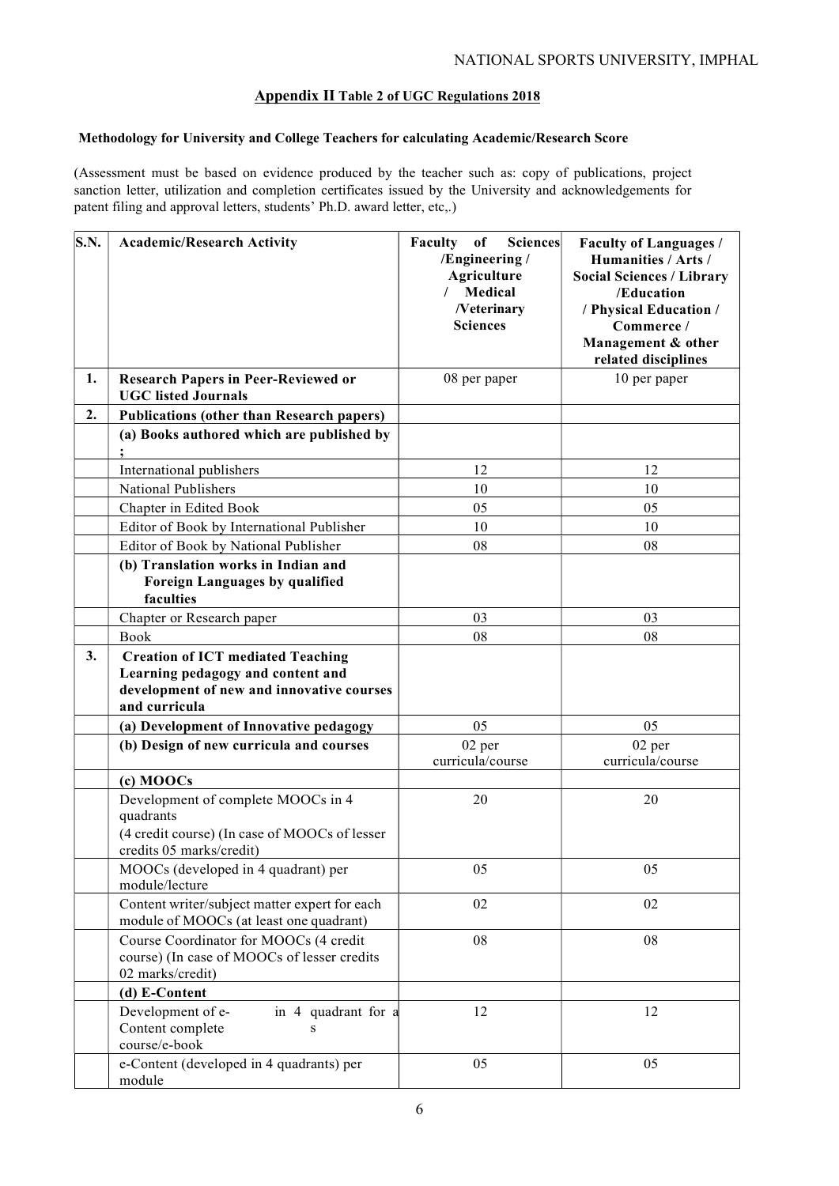## Appendix II Table 2 of UGC Regulations 2018

**Methodology for University and College Teachers for calculating Academic/Research Score**

(Assessment must be based on evidence produced by the teacher such as: copy of publications, project sanction letter, utilization and completion certificates issued by the University and acknowledgements for patent filing and approval letters, students' Ph.D. award letter, etc,.)

| S.N. | Academic/Research Activity | Faculty of Sciences /Engineering / Agriculture / Medical /Veterinary Sciences | Faculty of Languages / Humanities / Arts / Social Sciences / Library /Education / Physical Education / Commerce / Management & other related disciplines |
|---|---|---|---|
| 1. | **Research Papers in Peer-Reviewed or UGC listed Journals** | 08 per paper | 10 per paper |
| 2. | **Publications (other than Research papers)** | | |
| | **(a) Books authored which are published by ;** | | |
| | International publishers | 12 | 12 |
| | National Publishers | 10 | 10 |
| | Chapter in Edited Book | 05 | 05 |
| | Editor of Book by International Publisher | 10 | 10 |
| | Editor of Book by National Publisher | 08 | 08 |
| | **(b) Translation works in Indian and Foreign Languages by qualified faculties** | | |
| | Chapter or Research paper | 03 | 03 |
| | Book | 08 | 08 |
| 3. | **Creation of ICT mediated Teaching Learning pedagogy and content and development of new and innovative courses and curricula** | | |
| | **(a) Development of Innovative pedagogy** | 05 | 05 |
| | **(b) Design of new curricula and courses** | 02 per curricula/course | 02 per curricula/course |
| | **(c) MOOCs** | | |
| | Development of complete MOOCs in 4 quadrants (4 credit course) (In case of MOOCs of lesser credits 05 marks/credit) | 20 | 20 |
| | MOOCs (developed in 4 quadrant) per module/lecture | 05 | 05 |
| | Content writer/subject matter expert for each module of MOOCs (at least one quadrant) | 02 | 02 |
| | Course Coordinator for MOOCs (4 credit course) (In case of MOOCs of lesser credits 02 marks/credit) | 08 | 08 |
| | **(d) E-Content** | | |
| | Development of e-Content in 4 quadrant for a complete course/e-book | 12 | 12 |
| | e-Content (developed in 4 quadrants) per module | 05 | 05 |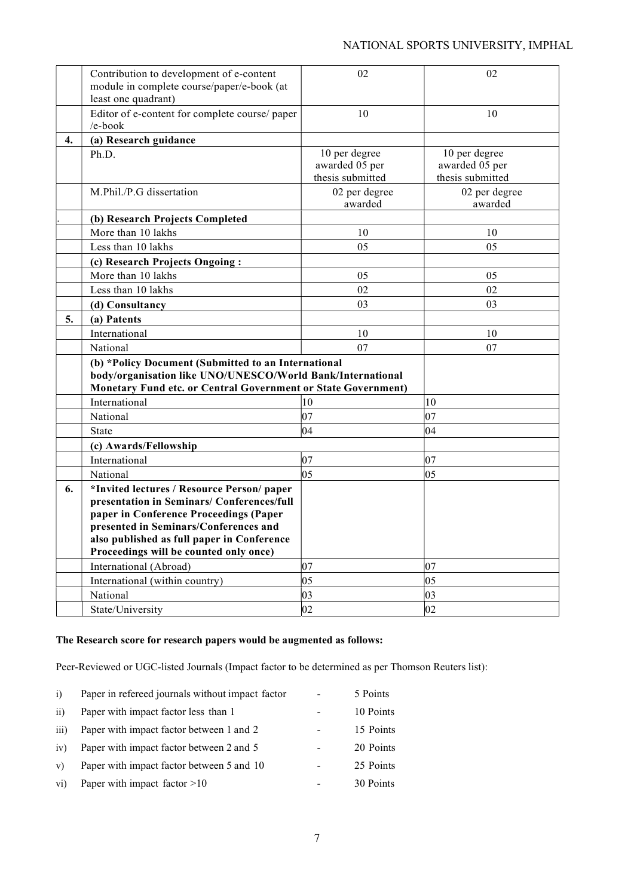|  |  |  |  |
|---|---|---|---|
|  | Contribution to development of e-content module in complete course/paper/e-book (at least one quadrant) | 02 | 02 |
|  | Editor of e-content for complete course/ paper /e-book | 10 | 10 |
| **4.** | **(a) Research guidance** |  |  |
|  | Ph.D. | 10 per degree awarded 05 per thesis submitted | 10 per degree awarded 05 per thesis submitted |
|  | M.Phil./P.G dissertation | 02 per degree awarded | 02 per degree awarded |
| . | **(b) Research Projects Completed** |  |  |
|  | More than 10 lakhs | 10 | 10 |
|  | Less than 10 lakhs | 05 | 05 |
|  | **(c) Research Projects Ongoing :** |  |  |
|  | More than 10 lakhs | 05 | 05 |
|  | Less than 10 lakhs | 02 | 02 |
|  | **(d) Consultancy** | 03 | 03 |
| **5.** | **(a) Patents** |  |  |
|  | International | 10 | 10 |
|  | National | 07 | 07 |
|  | **(b) *Policy Document (Submitted to an International body/organisation like UNO/UNESCO/World Bank/International Monetary Fund etc. or Central Government or State Government)** |  |  |
|  | International | 10 | 10 |
|  | National | 07 | 07 |
|  | State | 04 | 04 |
|  | **(c) Awards/Fellowship** |  |  |
|  | International | 07 | 07 |
|  | National | 05 | 05 |
| **6.** | **\*Invited lectures / Resource Person/ paper presentation in Seminars/ Conferences/full paper in Conference Proceedings (Paper presented in Seminars/Conferences and also published as full paper in Conference Proceedings will be counted only once)** |  |  |
|  | International (Abroad) | 07 | 07 |
|  | International (within country) | 05 | 05 |
|  | National | 03 | 03 |
|  | State/University | 02 | 02 |

**The Research score for research papers would be augmented as follows:**

Peer-Reviewed or UGC-listed Journals (Impact factor to be determined as per Thomson Reuters list):

i) Paper in refereed journals without impact factor - 5 Points

ii) Paper with impact factor less than 1 - 10 Points

iii) Paper with impact factor between 1 and 2 - 15 Points

iv) Paper with impact factor between 2 and 5 - 20 Points

v) Paper with impact factor between 5 and 10 - 25 Points

vi) Paper with impact factor >10 - 30 Points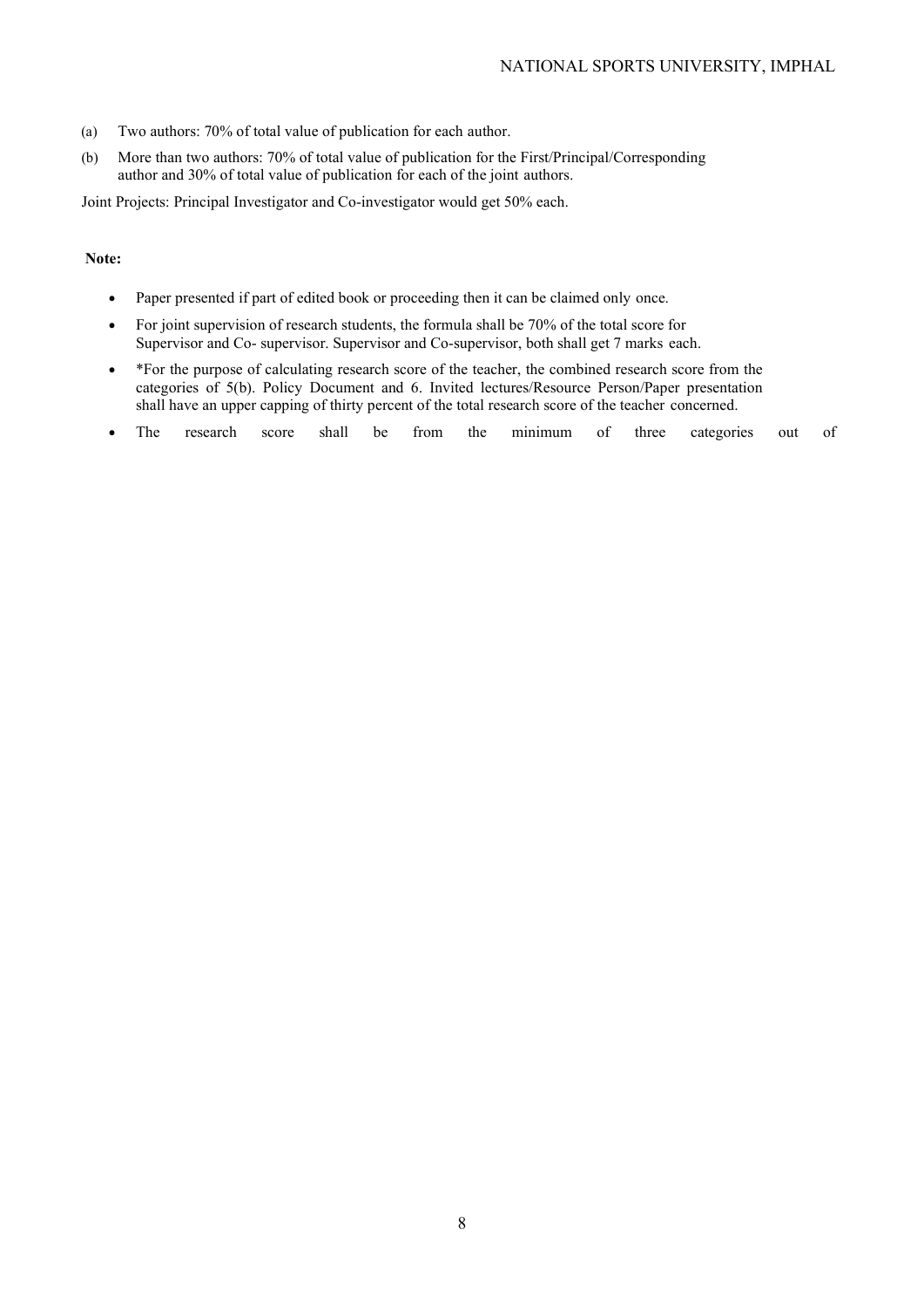(a) Two authors: 70% of total value of publication for each author.

(b) More than two authors: 70% of total value of publication for the First/Principal/Corresponding author and 30% of total value of publication for each of the joint authors.

Joint Projects: Principal Investigator and Co-investigator would get 50% each.

**Note:**

- Paper presented if part of edited book or proceeding then it can be claimed only once.
- For joint supervision of research students, the formula shall be 70% of the total score for Supervisor and Co- supervisor. Supervisor and Co-supervisor, both shall get 7 marks each.
- *For the purpose of calculating research score of the teacher, the combined research score from the categories of 5(b). Policy Document and 6. Invited lectures/Resource Person/Paper presentation shall have an upper capping of thirty percent of the total research score of the teacher concerned.
- The research score shall be from the minimum of three categories out of